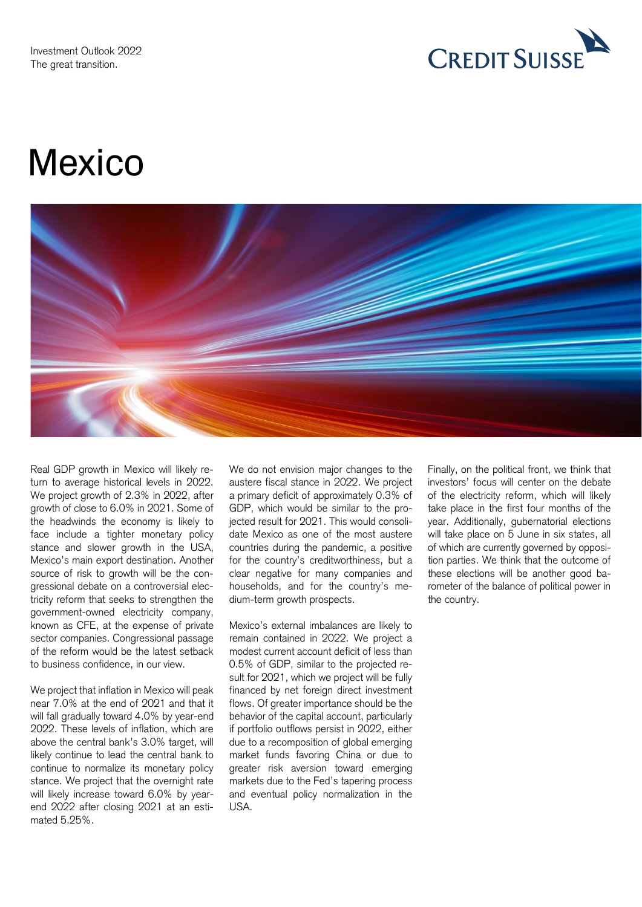# Mexico

Real GDP growth in Mexico will likely return to average historical levels in 2022. We project growth of 2.3% in 2022, after growth of close to 6.0% in 2021. Some of the headwinds the economy is likely to face include a tighter monetary policy stance and slower growth in the USA, Mexico's main export destination. Another source of risk to growth will be the congressional debate on a controversial electricity reform that seeks to strengthen the government-owned electricity company, known as CFE, at the expense of private sector companies. Congressional passage of the reform would be the latest setback to business confidence, in our view.

We project that inflation in Mexico will peak near 7.0% at the end of 2021 and that it will fall gradually toward 4.0% by year-end 2022. These levels of inflation, which are above the central bank's 3.0% target, will likely continue to lead the central bank to continue to normalize its monetary policy stance. We project that the overnight rate will likely increase toward 6.0% by year-end 2022 after closing 2021 at an estimated 5.25%.

We do not envision major changes to the austere fiscal stance in 2022. We project a primary deficit of approximately 0.3% of GDP, which would be similar to the projected result for 2021. This would consolidate Mexico as one of the most austere countries during the pandemic, a positive for the country's creditworthiness, but a clear negative for many companies and households, and for the country's medium-term growth prospects.

Mexico's external imbalances are likely to remain contained in 2022. We project a modest current account deficit of less than 0.5% of GDP, similar to the projected result for 2021, which we project will be fully financed by net foreign direct investment flows. Of greater importance should be the behavior of the capital account, particularly if portfolio outflows persist in 2022, either due to a recomposition of global emerging market funds favoring China or due to greater risk aversion toward emerging markets due to the Fed's tapering process and eventual policy normalization in the USA.

Finally, on the political front, we think that investors' focus will center on the debate of the electricity reform, which will likely take place in the first four months of the year. Additionally, gubernatorial elections will take place on 5 June in six states, all of which are currently governed by opposition parties. We think that the outcome of these elections will be another good barometer of the balance of political power in the country.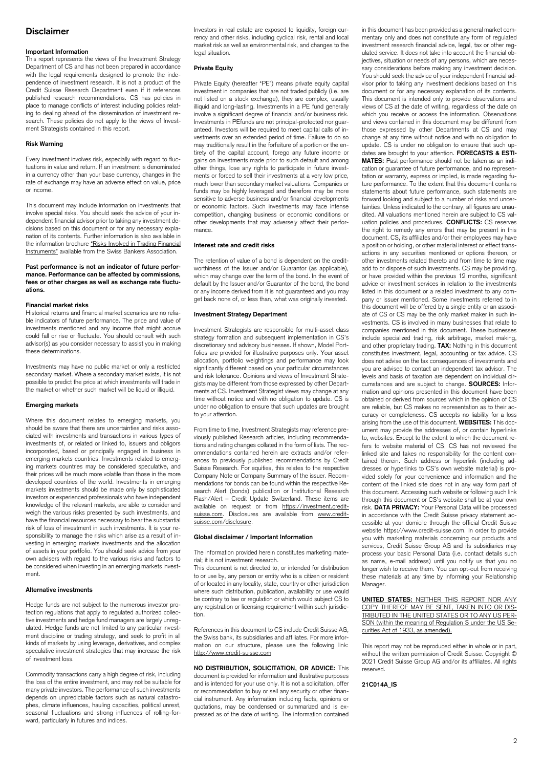## Disclaimer

### Important Information

This report represents the views of the Investment Strategy Department of CS and has not been prepared in accordance with the legal requirements designed to promote the independence of investment research. It is not a product of the Credit Suisse Research Department even if it references published research recommendations. CS has policies in place to manage conflicts of interest including policies relating to dealing ahead of the dissemination of investment research. These policies do not apply to the views of Investment Strategists contained in this report.

### Risk Warning

Every investment involves risk, especially with regard to fluctuations in value and return. If an investment is denominated in a currency other than your base currency, changes in the rate of exchange may have an adverse effect on value, price or income.

This document may include information on investments that involve special risks. You should seek the advice of your independent financial advisor prior to taking any investment decisions based on this document or for any necessary explanation of its contents. Further information is also available in the information brochure "Risks Involved in Trading Financial Instruments" available from the Swiss Bankers Association.

**Past performance is not an indicator of future performance. Performance can be affected by commissions, fees or other charges as well as exchange rate fluctuations.**

### Financial market risks

Historical returns and financial market scenarios are no reliable indicators of future performance. The price and value of investments mentioned and any income that might accrue could fall or rise or fluctuate. You should consult with such advisor(s) as you consider necessary to assist you in making these determinations.

Investments may have no public market or only a restricted secondary market. Where a secondary market exists, it is not possible to predict the price at which investments will trade in the market or whether such market will be liquid or illiquid.

### Emerging markets

Where this document relates to emerging markets, you should be aware that there are uncertainties and risks associated with investments and transactions in various types of investments of, or related or linked to, issuers and obligors incorporated, based or principally engaged in business in emerging markets countries. Investments related to emerging markets countries may be considered speculative, and their prices will be much more volatile than those in the more developed countries of the world. Investments in emerging markets investments should be made only by sophisticated investors or experienced professionals who have independent knowledge of the relevant markets, are able to consider and weigh the various risks presented by such investments, and have the financial resources necessary to bear the substantial risk of loss of investment in such investments. It is your responsibility to manage the risks which arise as a result of investing in emerging markets investments and the allocation of assets in your portfolio. You should seek advice from your own advisers with regard to the various risks and factors to be considered when investing in an emerging markets investment.

### Alternative investments

Hedge funds are not subject to the numerous investor protection regulations that apply to regulated authorized collective investments and hedge fund managers are largely unregulated. Hedge funds are not limited to any particular investment discipline or trading strategy, and seek to profit in all kinds of markets by using leverage, derivatives, and complex speculative investment strategies that may increase the risk of investment loss.

Commodity transactions carry a high degree of risk, including the loss of the entire investment, and may not be suitable for many private investors. The performance of such investments depends on unpredictable factors such as natural catastrophes, climate influences, hauling capacities, political unrest, seasonal fluctuations and strong influences of rolling-forward, particularly in futures and indices.

Investors in real estate are exposed to liquidity, foreign currency and other risks, including cyclical risk, rental and local market risk as well as environmental risk, and changes to the legal situation.

### Private Equity

Private Equity (hereafter "PE") means private equity capital investment in companies that are not traded publicly (i.e. are not listed on a stock exchange), they are complex, usually illiquid and long-lasting. Investments in a PE fund generally involve a significant degree of financial and/or business risk. Investments in PEfunds are not principal-protected nor guaranteed. Investors will be required to meet capital calls of investments over an extended period of time. Failure to do so may traditionally result in the forfeiture of a portion or the entirety of the capital account, forego any future income or gains on investments made prior to such default and among other things, lose any rights to participate in future investments or forced to sell their investments at a very low price, much lower than secondary market valuations. Companies or funds may be highly leveraged and therefore may be more sensitive to adverse business and/or financial developments or economic factors. Such investments may face intense competition, changing business or economic conditions or other developments that may adversely affect their performance.

### Interest rate and credit risks

The retention of value of a bond is dependent on the creditworthiness of the Issuer and/or Guarantor (as applicable), which may change over the term of the bond. In the event of default by the Issuer and/or Guarantor of the bond, the bond or any income derived from it is not guaranteed and you may get back none of, or less than, what was originally invested.

### Investment Strategy Department

Investment Strategists are responsible for multi-asset class strategy formation and subsequent implementation in CS's discretionary and advisory businesses. If shown, Model Portfolios are provided for illustrative purposes only. Your asset allocation, portfolio weightings and performance may look significantly different based on your particular circumstances and risk tolerance. Opinions and views of Investment Strategists may be different from those expressed by other Departments at CS. Investment Strategist views may change at any time without notice and with no obligation to update. CS is under no obligation to ensure that such updates are brought to your attention.

From time to time, Investment Strategists may reference previously published Research articles, including recommendations and rating changes collated in the form of lists. The recommendations contained herein are extracts and/or references to previously published recommendations by Credit Suisse Research. For equities, this relates to the respective Company Note or Company Summary of the issuer. Recommendations for bonds can be found within the respective Research Alert (bonds) publication or Institutional Research Flash/Alert – Credit Update Switzerland. These items are available on request or from https://investment.credit-suisse.com. Disclosures are available from www.credit-suisse.com/disclosure.

### Global disclaimer / Important Information

The information provided herein constitutes marketing material; it is not investment research.

This document is not directed to, or intended for distribution to or use by, any person or entity who is a citizen or resident of or located in any locality, state, country or other jurisdiction where such distribution, publication, availability or use would be contrary to law or regulation or which would subject CS to any registration or licensing requirement within such jurisdiction.

References in this document to CS include Credit Suisse AG, the Swiss bank, its subsidiaries and affiliates. For more information on our structure, please use the following link: http://www.credit-suisse.com

**NO DISTRIBUTION, SOLICITATION, OR ADVICE:** This document is provided for information and illustrative purposes and is intended for your use only. It is not a solicitation, offer or recommendation to buy or sell any security or other financial instrument. Any information including facts, opinions or quotations, may be condensed or summarized and is expressed as of the date of writing. The information contained in this document has been provided as a general market commentary only and does not constitute any form of regulated investment research financial advice, legal, tax or other regulated service. It does not take into account the financial objectives, situation or needs of any persons, which are necessary considerations before making any investment decision. You should seek the advice of your independent financial advisor prior to taking any investment decisions based on this document or for any necessary explanation of its contents. This document is intended only to provide observations and views of CS at the date of writing, regardless of the date on which you receive or access the information. Observations and views contained in this document may be different from those expressed by other Departments at CS and may change at any time without notice and with no obligation to update. CS is under no obligation to ensure that such updates are brought to your attention. **FORECASTS & ESTIMATES:** Past performance should not be taken as an indication or guarantee of future performance, and no representation or warranty, express or implied, is made regarding future performance. To the extent that this document contains statements about future performance, such statements are forward looking and subject to a number of risks and uncertainties. Unless indicated to the contrary, all figures are unaudited. All valuations mentioned herein are subject to CS valuation policies and procedures. **CONFLICTS:** CS reserves the right to remedy any errors that may be present in this document. CS, its affiliates and/or their employees may have a position or holding, or other material interest or effect transactions in any securities mentioned or options thereon, or other investments related thereto and from time to time may add to or dispose of such investments. CS may be providing, or have provided within the previous 12 months, significant advice or investment services in relation to the investments listed in this document or a related investment to any company or issuer mentioned. Some investments referred to in this document will be offered by a single entity or an associate of CS or CS may be the only market maker in such investments. CS is involved in many businesses that relate to companies mentioned in this document. These businesses include specialized trading, risk arbitrage, market making, and other proprietary trading. **TAX:** Nothing in this document constitutes investment, legal, accounting or tax advice. CS does not advise on the tax consequences of investments and you are advised to contact an independent tax advisor. The levels and basis of taxation are dependent on individual circumstances and are subject to change. **SOURCES:** Information and opinions presented in this document have been obtained or derived from sources which in the opinion of CS are reliable, but CS makes no representation as to their accuracy or completeness. CS accepts no liability for a loss arising from the use of this document. **WEBSITES:** This document may provide the addresses of, or contain hyperlinks to, websites. Except to the extent to which the document refers to website material of CS, CS has not reviewed the linked site and takes no responsibility for the content contained therein. Such address or hyperlink (including addresses or hyperlinks to CS's own website material) is provided solely for your convenience and information and the content of the linked site does not in any way form part of this document. Accessing such website or following such link through this document or CS's website shall be at your own risk. **DATA PRIVACY:** Your Personal Data will be processed in accordance with the Credit Suisse privacy statement accessible at your domicile through the official Credit Suisse website https://www.credit-suisse.com. In order to provide you with marketing materials concerning our products and services, Credit Suisse Group AG and its subsidiaries may process your basic Personal Data (i.e. contact details such as name, e-mail address) until you notify us that you no longer wish to receive them. You can opt-out from receiving these materials at any time by informing your Relationship Manager.

**UNITED STATES:** NEITHER THIS REPORT NOR ANY COPY THEREOF MAY BE SENT, TAKEN INTO OR DISTRIBUTED IN THE UNITED STATES OR TO ANY US PERSON (within the meaning of Regulation S under the US Securities Act of 1933, as amended).

This report may not be reproduced either in whole or in part, without the written permission of Credit Suisse. Copyright © 2021 Credit Suisse Group AG and/or its affiliates. All rights reserved.

**21C014A_IS**